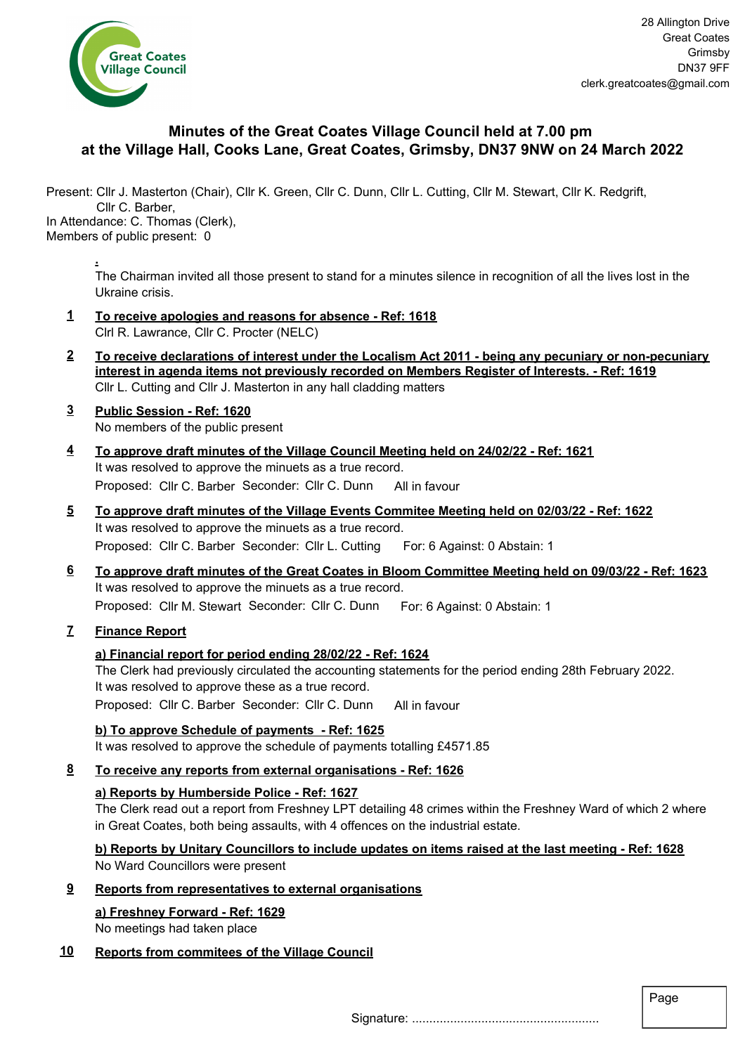28 Allington Drive
Great Coates
Grimsby
DN37 9FF
clerk.greatcoates@gmail.com

# Minutes of the Great Coates Village Council held at 7.00 pm at the Village Hall, Cooks Lane, Great Coates, Grimsby, DN37 9NW on 24 March 2022

Present: Cllr J. Masterton (Chair), Cllr K. Green, Cllr C. Dunn, Cllr L. Cutting, Cllr M. Stewart, Cllr K. Redgrift, Cllr C. Barber,
In Attendance: C. Thomas (Clerk),
Members of public present: 0

The Chairman invited all those present to stand for a minutes silence in recognition of all the lives lost in the Ukraine crisis.

**1 To receive apologies and reasons for absence - Ref: 1618**
Clrl R. Lawrance, Cllr C. Procter (NELC)

**2 To receive declarations of interest under the Localism Act 2011 - being any pecuniary or non-pecuniary interest in agenda items not previously recorded on Members Register of Interests. - Ref: 1619**
Cllr L. Cutting and Cllr J. Masterton in any hall cladding matters

**3 Public Session - Ref: 1620**
No members of the public present

**4 To approve draft minutes of the Village Council Meeting held on 24/02/22 - Ref: 1621**
It was resolved to approve the minuets as a true record.
Proposed: Cllr C. Barber Seconder: Cllr C. Dunn All in favour

**5 To approve draft minutes of the Village Events Commitee Meeting held on 02/03/22 - Ref: 1622**
It was resolved to approve the minuets as a true record.
Proposed: Cllr C. Barber Seconder: Cllr L. Cutting For: 6 Against: 0 Abstain: 1

**6 To approve draft minutes of the Great Coates in Bloom Committee Meeting held on 09/03/22 - Ref: 1623**
It was resolved to approve the minuets as a true record.
Proposed: Cllr M. Stewart Seconder: Cllr C. Dunn For: 6 Against: 0 Abstain: 1

**7 Finance Report**

**a) Financial report for period ending 28/02/22 - Ref: 1624**
The Clerk had previously circulated the accounting statements for the period ending 28th February 2022. It was resolved to approve these as a true record.
Proposed: Cllr C. Barber Seconder: Cllr C. Dunn All in favour

**b) To approve Schedule of payments - Ref: 1625**
It was resolved to approve the schedule of payments totalling £4571.85

**8 To receive any reports from external organisations - Ref: 1626**

**a) Reports by Humberside Police - Ref: 1627**
The Clerk read out a report from Freshney LPT detailing 48 crimes within the Freshney Ward of which 2 where in Great Coates, both being assaults, with 4 offences on the industrial estate.

**b) Reports by Unitary Councillors to include updates on items raised at the last meeting - Ref: 1628**
No Ward Councillors were present

**9 Reports from representatives to external organisations**

**a) Freshney Forward - Ref: 1629**
No meetings had taken place

**10 Reports from commitees of the Village Council**

Signature: ......................................................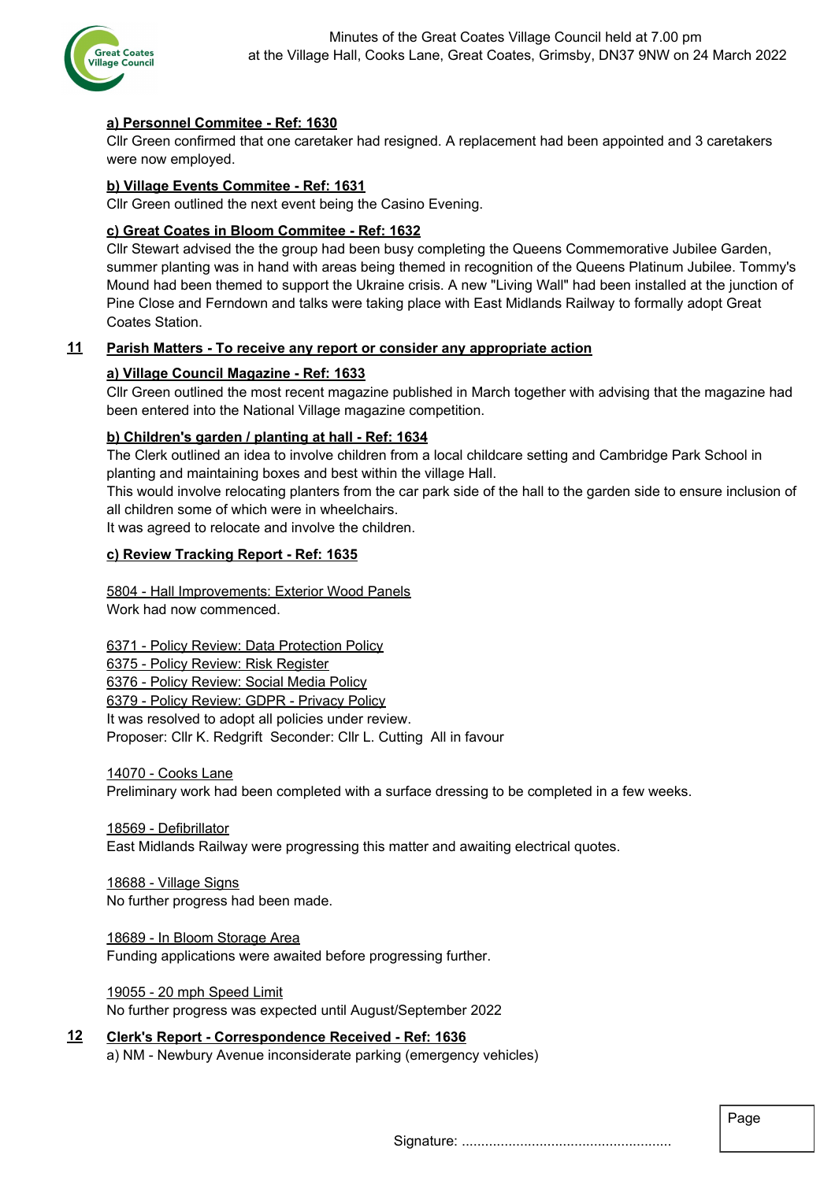**a) Personnel Commitee - Ref: 1630**

Cllr Green confirmed that one caretaker had resigned. A replacement had been appointed and 3 caretakers were now employed.

**b) Village Events Commitee - Ref: 1631**

Cllr Green outlined the next event being the Casino Evening.

**c) Great Coates in Bloom Commitee - Ref: 1632**

Cllr Stewart advised the the group had been busy completing the Queens Commemorative Jubilee Garden, summer planting was in hand with areas being themed in recognition of the Queens Platinum Jubilee. Tommy's Mound had been themed to support the Ukraine crisis. A new "Living Wall" had been installed at the junction of Pine Close and Ferndown and talks were taking place with East Midlands Railway to formally adopt Great Coates Station.

## 11 Parish Matters - To receive any report or consider any appropriate action

**a) Village Council Magazine - Ref: 1633**

Cllr Green outlined the most recent magazine published in March together with advising that the magazine had been entered into the National Village magazine competition.

**b) Children's garden / planting at hall - Ref: 1634**

The Clerk outlined an idea to involve children from a local childcare setting and Cambridge Park School in planting and maintaining boxes and best within the village Hall.

This would involve relocating planters from the car park side of the hall to the garden side to ensure inclusion of all children some of which were in wheelchairs.

It was agreed to relocate and involve the children.

**c) Review Tracking Report - Ref: 1635**

5804 - Hall Improvements: Exterior Wood Panels
Work had now commenced.

6371 - Policy Review: Data Protection Policy
6375 - Policy Review: Risk Register
6376 - Policy Review: Social Media Policy
6379 - Policy Review: GDPR - Privacy Policy
It was resolved to adopt all policies under review.
Proposer: Cllr K. Redgrift Seconder: Cllr L. Cutting All in favour

14070 - Cooks Lane
Preliminary work had been completed with a surface dressing to be completed in a few weeks.

18569 - Defibrillator
East Midlands Railway were progressing this matter and awaiting electrical quotes.

18688 - Village Signs
No further progress had been made.

18689 - In Bloom Storage Area
Funding applications were awaited before progressing further.

19055 - 20 mph Speed Limit
No further progress was expected until August/September 2022

## 12 Clerk's Report - Correspondence Received - Ref: 1636

a) NM - Newbury Avenue inconsiderate parking (emergency vehicles)

Signature: ......................................................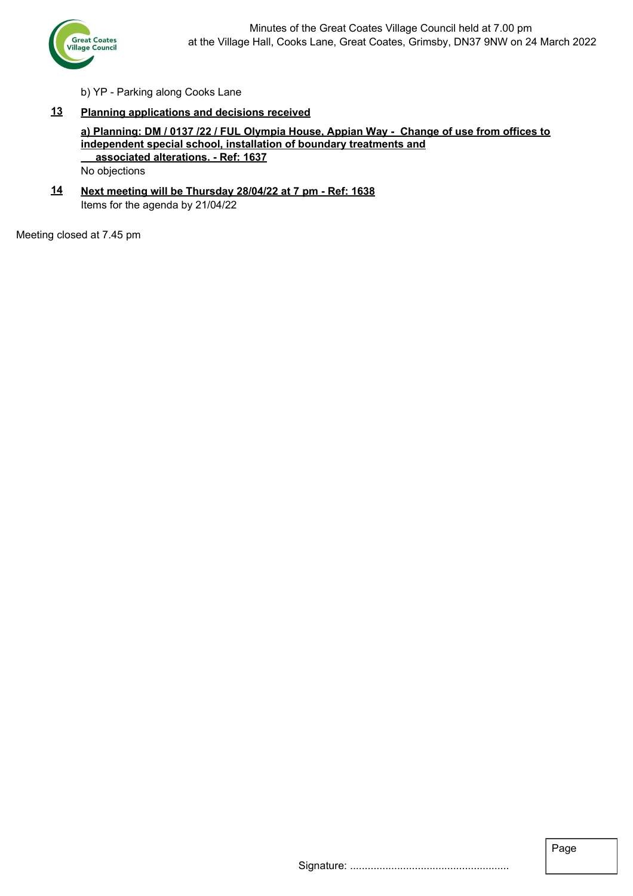b) YP - Parking along Cooks Lane

**13 Planning applications and decisions received**

**a) Planning: DM / 0137 /22 / FUL Olympia House, Appian Way - Change of use from offices to independent special school, installation of boundary treatments and associated alterations. - Ref: 1637**

No objections

**14 Next meeting will be Thursday 28/04/22 at 7 pm - Ref: 1638**

Items for the agenda by 21/04/22

Meeting closed at 7.45 pm

Signature: ......................................................